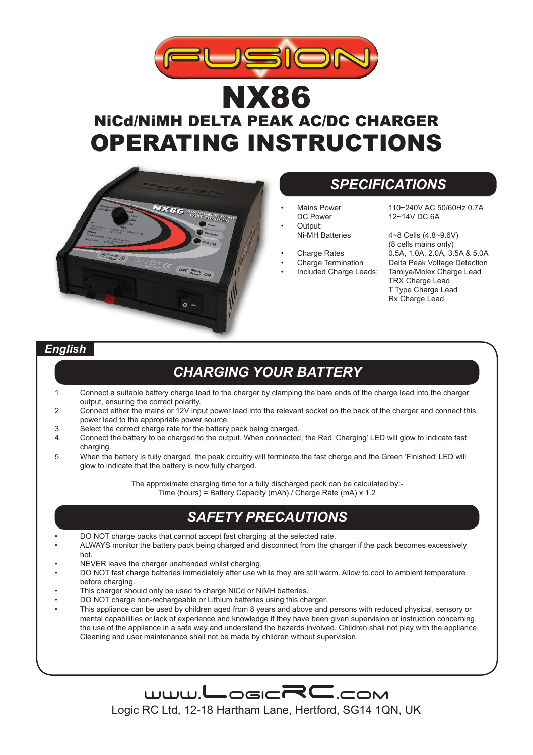# FUSION

# NX86

## NiCd/NiMH DELTA PEAK AC/DC CHARGER

# OPERATING INSTRUCTIONS

## SPECIFICATIONS

| | |
|---|---|
| • Mains Power | 110~240V AC 50/60Hz 0.7A |
| DC Power | 12~14V DC 6A |
| • Output: | |
| Ni-MH Batteries | 4~8 Cells (4.8~9.6V) (8 cells mains only) |
| • Charge Rates | 0.5A, 1.0A, 2.0A, 3.5A & 5.0A |
| • Charge Termination | Delta Peak Voltage Detection |
| • Included Charge Leads: | Tamiya/Molex Charge Lead<br>TRX Charge Lead<br>T Type Charge Lead<br>Rx Charge Lead |

***English***

## CHARGING YOUR BATTERY

1. Connect a suitable battery charge lead to the charger by clamping the bare ends of the charge lead into the charger output, ensuring the correct polarity.
2. Connect either the mains or 12V input power lead into the relevant socket on the back of the charger and connect this power lead to the appropriate power source.
3. Select the correct charge rate for the battery pack being charged.
4. Connect the battery to be charged to the output. When connected, the Red 'Charging' LED will glow to indicate fast charging.
5. When the battery is fully charged, the peak circuitry will terminate the fast charge and the Green 'Finished' LED will glow to indicate that the battery is now fully charged.

The approximate charging time for a fully discharged pack can be calculated by:-
Time (hours) = Battery Capacity (mAh) / Charge Rate (mA) x 1.2

## SAFETY PRECAUTIONS

- DO NOT charge packs that cannot accept fast charging at the selected rate.
- ALWAYS monitor the battery pack being charged and disconnect from the charger if the pack becomes excessively hot.
- NEVER leave the charger unattended whilst charging.
- DO NOT fast charge batteries immediately after use while they are still warm. Allow to cool to ambient temperature before charging.
- This charger should only be used to charge NiCd or NiMH batteries.
- DO NOT charge non-rechargeable or Lithium batteries using this charger.
- This appliance can be used by children aged from 8 years and above and persons with reduced physical, sensory or mental capabilities or lack of experience and knowledge if they have been given supervision or instruction concerning the use of the appliance in a safe way and understand the hazards involved. Children shall not play with the appliance. Cleaning and user maintenance shall not be made by children without supervision.

www.LogicRC.com
Logic RC Ltd, 12-18 Hartham Lane, Hertford, SG14 1QN, UK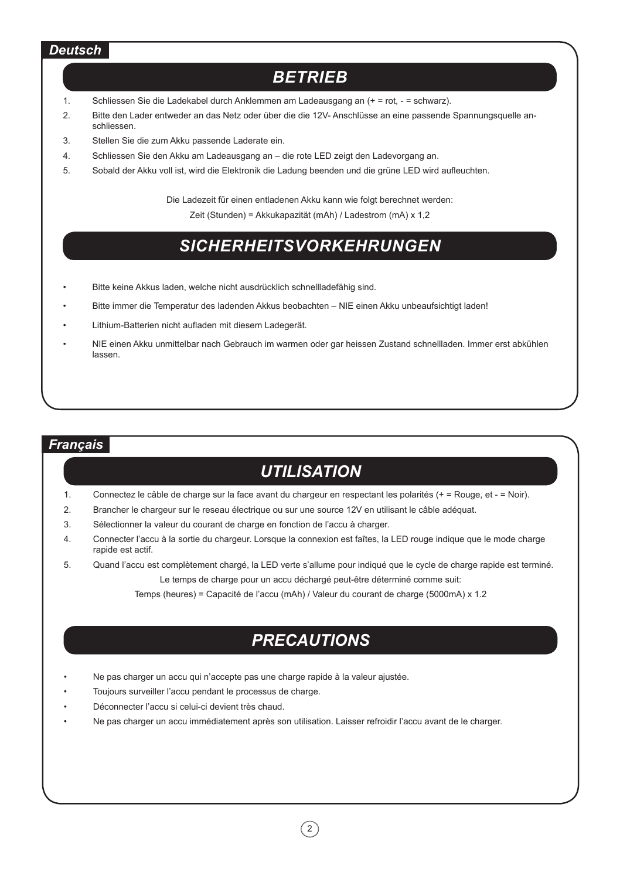## Deutsch

# BETRIEB

1. Schliessen Sie die Ladekabel durch Anklemmen am Ladeausgang an (+ = rot, - = schwarz).
2. Bitte den Lader entweder an das Netz oder über die die 12V- Anschlüsse an eine passende Spannungsquelle anschliessen.
3. Stellen Sie die zum Akku passende Laderate ein.
4. Schliessen Sie den Akku am Ladeausgang an – die rote LED zeigt den Ladevorgang an.
5. Sobald der Akku voll ist, wird die Elektronik die Ladung beenden und die grüne LED wird aufleuchten.

Die Ladezeit für einen entladenen Akku kann wie folgt berechnet werden:

Zeit (Stunden) = Akkukapazität (mAh) / Ladestrom (mA) x 1,2

# SICHERHEITSVORKEHRUNGEN

- Bitte keine Akkus laden, welche nicht ausdrücklich schnellladefähig sind.
- Bitte immer die Temperatur des ladenden Akkus beobachten – NIE einen Akku unbeaufsichtigt laden!
- Lithium-Batterien nicht aufladen mit diesem Ladegerät.
- NIE einen Akku unmittelbar nach Gebrauch im warmen oder gar heissen Zustand schnellladen. Immer erst abkühlen lassen.

## Français

# UTILISATION

1. Connectez le câble de charge sur la face avant du chargeur en respectant les polarités (+ = Rouge, et - = Noir).
2. Brancher le chargeur sur le reseau électrique ou sur une source 12V en utilisant le câble adéquat.
3. Sélectionner la valeur du courant de charge en fonction de l’accu à charger.
4. Connecter l’accu à la sortie du chargeur. Lorsque la connexion est faîtes, la LED rouge indique que le mode charge rapide est actif.
5. Quand l’accu est complètement chargé, la LED verte s’allume pour indiqué que le cycle de charge rapide est terminé.

Le temps de charge pour un accu déchargé peut-être déterminé comme suit:

Temps (heures) = Capacité de l’accu (mAh) / Valeur du courant de charge (5000mA) x 1.2

# PRECAUTIONS

- Ne pas charger un accu qui n’accepte pas une charge rapide à la valeur ajustée.
- Toujours surveiller l’accu pendant le processus de charge.
- Déconnecter l’accu si celui-ci devient très chaud.
- Ne pas charger un accu immédiatement après son utilisation. Laisser refroidir l’accu avant de le charger.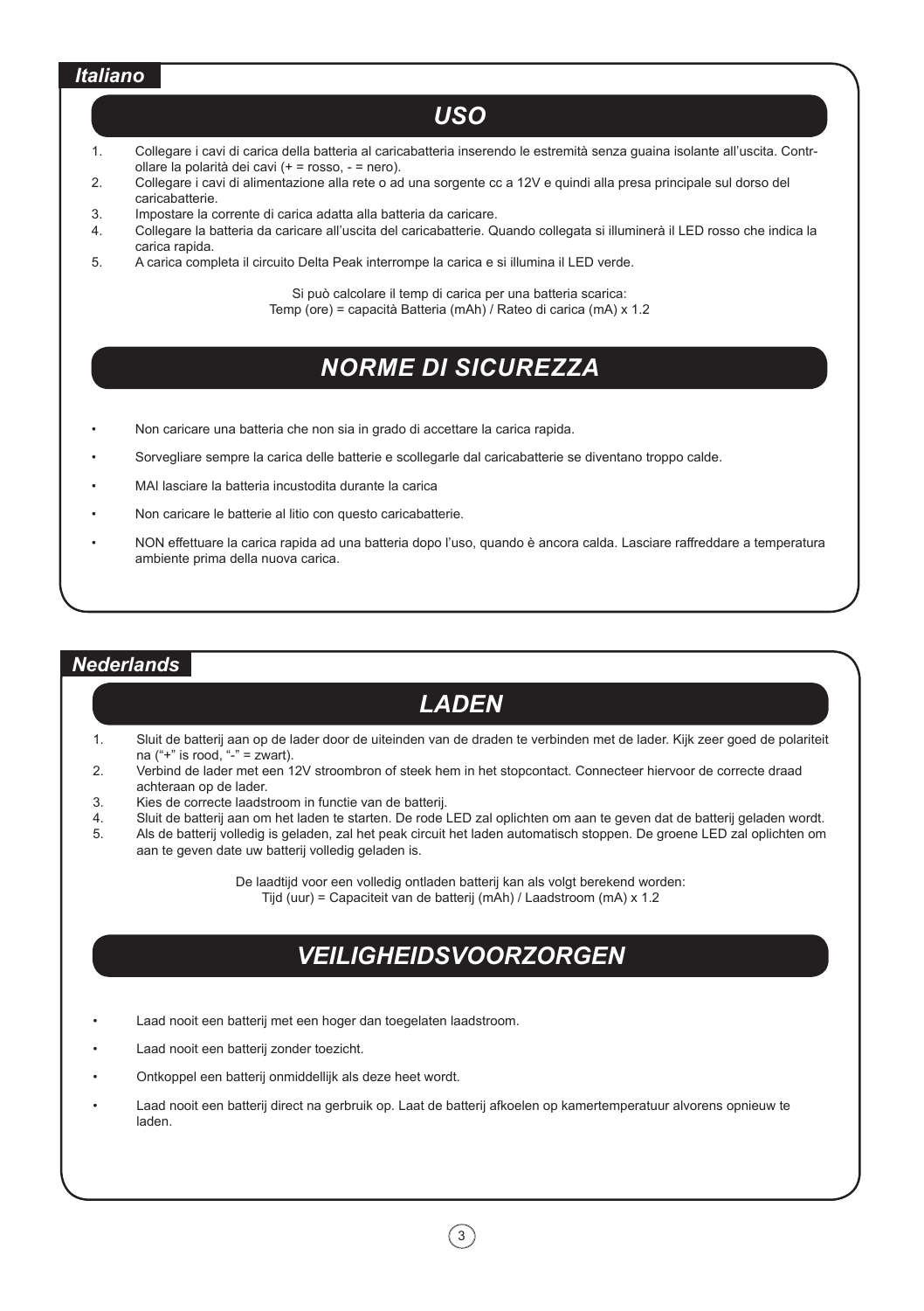## Italiano

### USO

1. Collegare i cavi di carica della batteria al caricabatteria inserendo le estremità senza guaina isolante all'uscita. Controllare la polarità dei cavi (+ = rosso, - = nero).
2. Collegare i cavi di alimentazione alla rete o ad una sorgente cc a 12V e quindi alla presa principale sul dorso del caricabatterie.
3. Impostare la corrente di carica adatta alla batteria da caricare.
4. Collegare la batteria da caricare all'uscita del caricabatterie. Quando collegata si illuminerà il LED rosso che indica la carica rapida.
5. A carica completa il circuito Delta Peak interrompe la carica e si illumina il LED verde.

Si può calcolare il temp di carica per una batteria scarica:
Temp (ore) = capacità Batteria (mAh) / Rateo di carica (mA) x 1.2

### NORME DI SICUREZZA

- Non caricare una batteria che non sia in grado di accettare la carica rapida.
- Sorvegliare sempre la carica delle batterie e scollegarle dal caricabatterie se diventano troppo calde.
- MAI lasciare la batteria incustodita durante la carica
- Non caricare le batterie al litio con questo caricabatterie.
- NON effettuare la carica rapida ad una batteria dopo l'uso, quando è ancora calda. Lasciare raffreddare a temperatura ambiente prima della nuova carica.

## Nederlands

### LADEN

1. Sluit de batterij aan op de lader door de uiteinden van de draden te verbinden met de lader. Kijk zeer goed de polariteit na ("+" is rood, "-" = zwart).
2. Verbind de lader met een 12V stroombron of steek hem in het stopcontact. Connecteer hiervoor de correcte draad achteraan op de lader.
3. Kies de correcte laadstroom in functie van de batterij.
4. Sluit de batterij aan om het laden te starten. De rode LED zal oplichten om aan te geven dat de batterij geladen wordt.
5. Als de batterij volledig is geladen, zal het peak circuit het laden automatisch stoppen. De groene LED zal oplichten om aan te geven date uw batterij volledig geladen is.

De laadtijd voor een volledig ontladen batterij kan als volgt berekend worden:
Tijd (uur) = Capaciteit van de batterij (mAh) / Laadstroom (mA) x 1.2

### VEILIGHEIDSVOORZORGEN

- Laad nooit een batterij met een hoger dan toegelaten laadstroom.
- Laad nooit een batterij zonder toezicht.
- Ontkoppel een batterij onmiddellijk als deze heet wordt.
- Laad nooit een batterij direct na gerbruik op. Laat de batterij afkoelen op kamertemperatuur alvorens opnieuw te laden.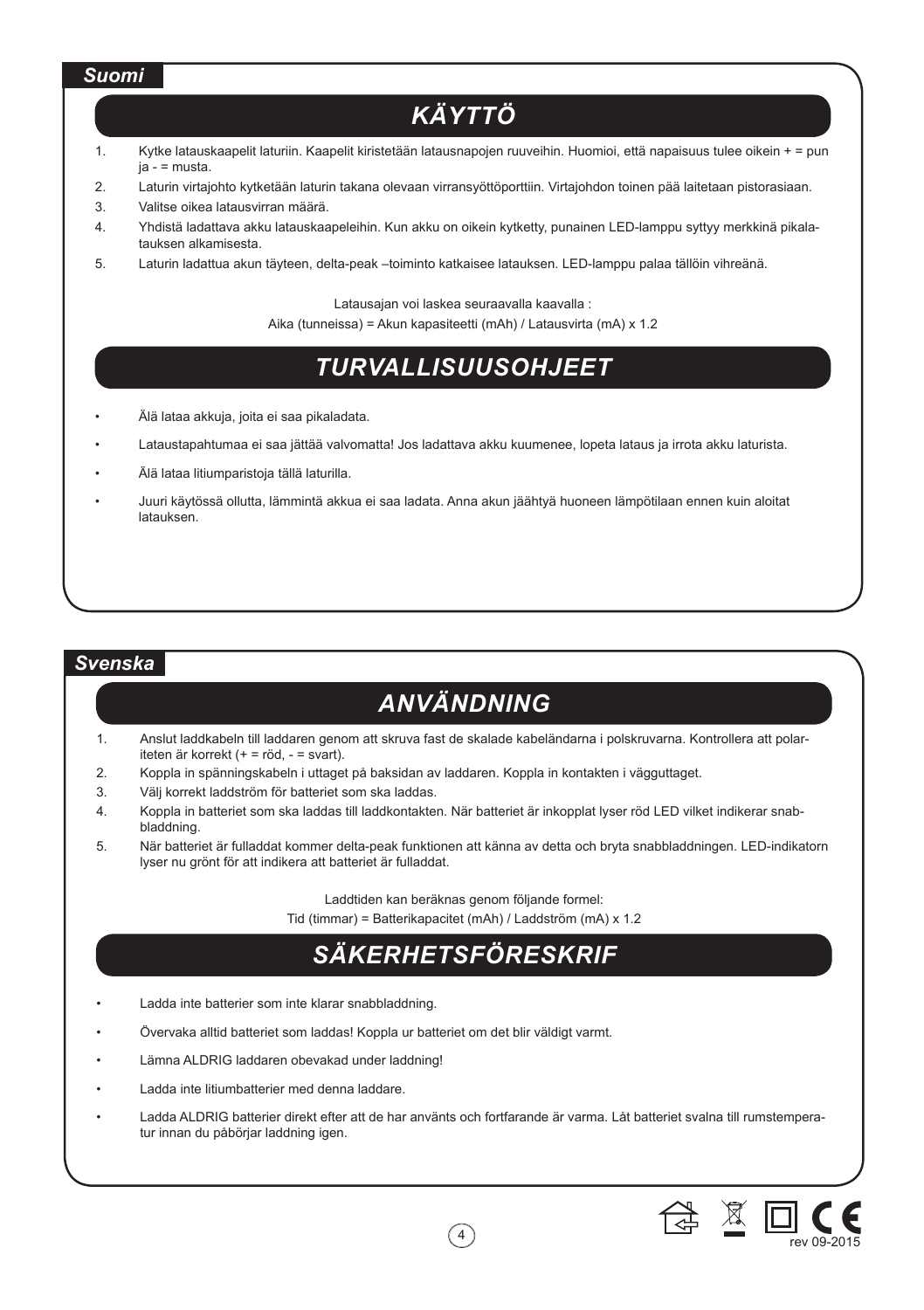## Suomi

# KÄYTTÖ

1. Kytke latauskaapelit laturiin. Kaapelit kiristetään latausnapojen ruuveihin. Huomioi, että napaisuus tulee oikein + = pun ja - = musta.
2. Laturin virtajohto kytketään laturin takana olevaan virransyöttöporttiin. Virtajohdon toinen pää laitetaan pistorasiaan.
3. Valitse oikea latausvirran määrä.
4. Yhdistä ladattava akku latauskaapeleihin. Kun akku on oikein kytketty, punainen LED-lamppu syttyy merkkinä pikalatauksen alkamisesta.
5. Laturin ladattua akun täyteen, delta-peak –toiminto katkaisee latauksen. LED-lamppu palaa tällöin vihreänä.

Latausajan voi laskea seuraavalla kaavalla :

Aika (tunneissa) = Akun kapasiteetti (mAh) / Latausvirta (mA) x 1.2

# TURVALLISUUSOHJEET

- Älä lataa akkuja, joita ei saa pikaladata.
- Lataustapahtumaa ei saa jättää valvomatta! Jos ladattava akku kuumenee, lopeta lataus ja irrota akku laturista.
- Älä lataa litiumparistoja tällä laturilla.
- Juuri käytössä ollutta, lämmintä akkua ei saa ladata. Anna akun jäähtyä huoneen lämpötilaan ennen kuin aloitat latauksen.

## Svenska

# ANVÄNDNING

1. Anslut laddkabeln till laddaren genom att skruva fast de skalade kabeländarna i polskruvarna. Kontrollera att polariteten är korrekt (+ = röd, - = svart).
2. Koppla in spänningskabeln i uttaget på baksidan av laddaren. Koppla in kontakten i vägguttaget.
3. Välj korrekt laddström för batteriet som ska laddas.
4. Koppla in batteriet som ska laddas till laddkontakten. När batteriet är inkopplat lyser röd LED vilket indikerar snabbladdning.
5. När batteriet är fulladdat kommer delta-peak funktionen att känna av detta och bryta snabbladdningen. LED-indikatorn lyser nu grönt för att indikera att batteriet är fulladdat.

Laddtiden kan beräknas genom följande formel:

Tid (timmar) = Batterikapacitet (mAh) / Laddström (mA) x 1.2

# SÄKERHETSFÖRESKRIF

- Ladda inte batterier som inte klarar snabbladdning.
- Övervaka alltid batteriet som laddas! Koppla ur batteriet om det blir väldigt varmt.
- Lämna ALDRIG laddaren obevakad under laddning!
- Ladda inte litiumbatterier med denna laddare.
- Ladda ALDRIG batterier direkt efter att de har använts och fortfarande är varma. Låt batteriet svalna till rumstemperatur innan du påbörjar laddning igen.

rev 09-2015